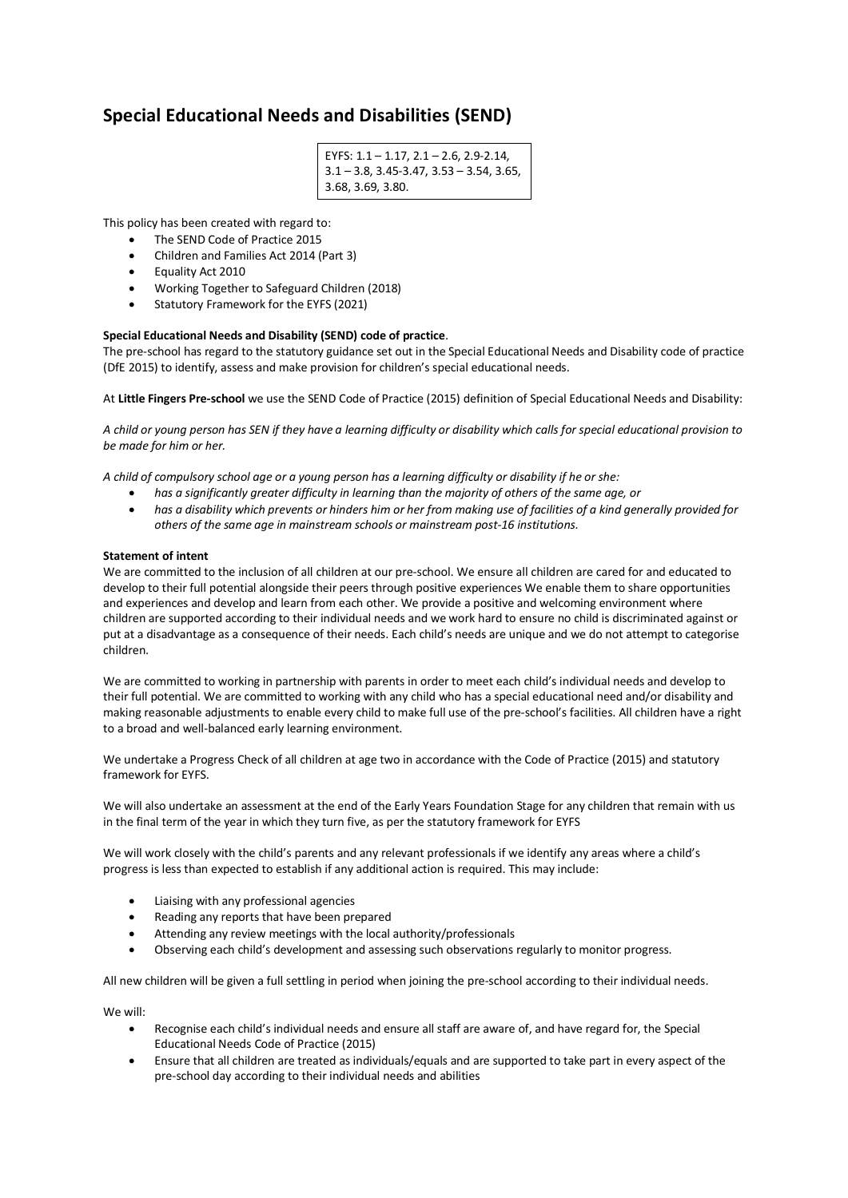# Special Educational Needs and Disabilities (SEND)

EYFS: 1.1 – 1.17, 2.1 – 2.6, 2.9-2.14, 3.1 – 3.8, 3.45-3.47, 3.53 – 3.54, 3.65, 3.68, 3.69, 3.80.

This policy has been created with regard to:

- The SEND Code of Practice 2015
- Children and Families Act 2014 (Part 3)
- Equality Act 2010
- Working Together to Safeguard Children (2018)
- Statutory Framework for the EYFS (2021)

**Special Educational Needs and Disability (SEND) code of practice**.

The pre-school has regard to the statutory guidance set out in the Special Educational Needs and Disability code of practice (DfE 2015) to identify, assess and make provision for children's special educational needs.

At **Little Fingers Pre-school** we use the SEND Code of Practice (2015) definition of Special Educational Needs and Disability:

*A child or young person has SEN if they have a learning difficulty or disability which calls for special educational provision to be made for him or her.*

*A child of compulsory school age or a young person has a learning difficulty or disability if he or she:*

- *has a significantly greater difficulty in learning than the majority of others of the same age, or*
- *has a disability which prevents or hinders him or her from making use of facilities of a kind generally provided for others of the same age in mainstream schools or mainstream post-16 institutions.*

**Statement of intent**

We are committed to the inclusion of all children at our pre-school. We ensure all children are cared for and educated to develop to their full potential alongside their peers through positive experiences We enable them to share opportunities and experiences and develop and learn from each other. We provide a positive and welcoming environment where children are supported according to their individual needs and we work hard to ensure no child is discriminated against or put at a disadvantage as a consequence of their needs. Each child's needs are unique and we do not attempt to categorise children.

We are committed to working in partnership with parents in order to meet each child's individual needs and develop to their full potential. We are committed to working with any child who has a special educational need and/or disability and making reasonable adjustments to enable every child to make full use of the pre-school's facilities. All children have a right to a broad and well-balanced early learning environment.

We undertake a Progress Check of all children at age two in accordance with the Code of Practice (2015) and statutory framework for EYFS.

We will also undertake an assessment at the end of the Early Years Foundation Stage for any children that remain with us in the final term of the year in which they turn five, as per the statutory framework for EYFS

We will work closely with the child's parents and any relevant professionals if we identify any areas where a child's progress is less than expected to establish if any additional action is required. This may include:

- Liaising with any professional agencies
- Reading any reports that have been prepared
- Attending any review meetings with the local authority/professionals
- Observing each child's development and assessing such observations regularly to monitor progress.

All new children will be given a full settling in period when joining the pre-school according to their individual needs.

We will:

- Recognise each child's individual needs and ensure all staff are aware of, and have regard for, the Special Educational Needs Code of Practice (2015)
- Ensure that all children are treated as individuals/equals and are supported to take part in every aspect of the pre-school day according to their individual needs and abilities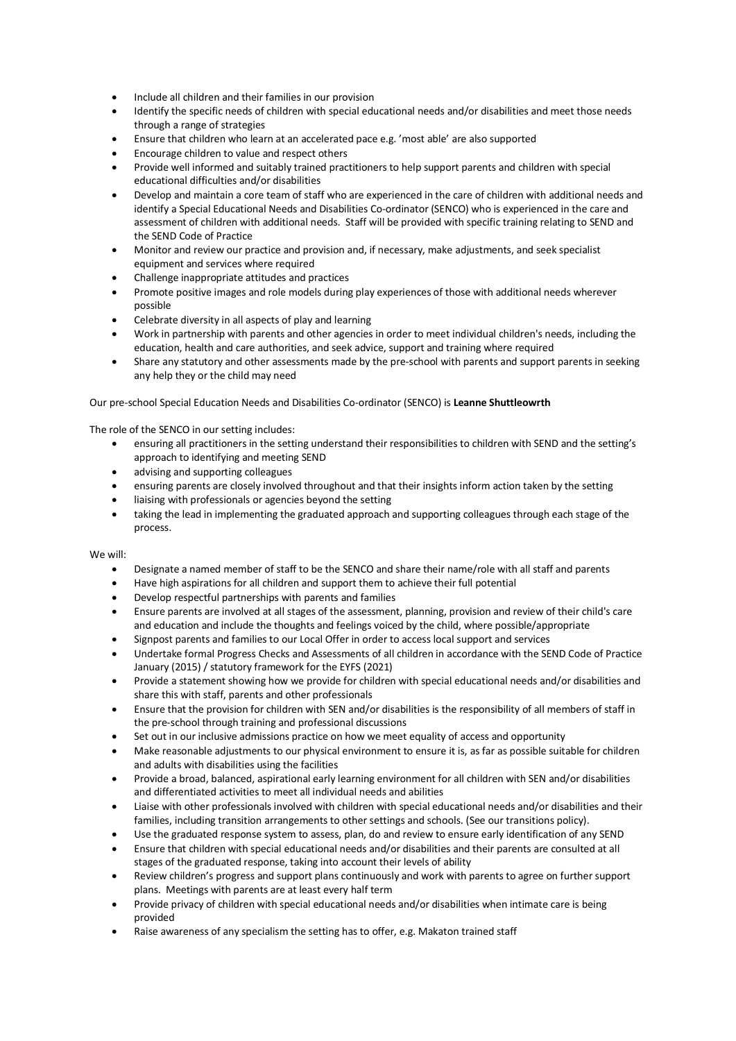- Include all children and their families in our provision
- Identify the specific needs of children with special educational needs and/or disabilities and meet those needs through a range of strategies
- Ensure that children who learn at an accelerated pace e.g. 'most able' are also supported
- Encourage children to value and respect others
- Provide well informed and suitably trained practitioners to help support parents and children with special educational difficulties and/or disabilities
- Develop and maintain a core team of staff who are experienced in the care of children with additional needs and identify a Special Educational Needs and Disabilities Co-ordinator (SENCO) who is experienced in the care and assessment of children with additional needs. Staff will be provided with specific training relating to SEND and the SEND Code of Practice
- Monitor and review our practice and provision and, if necessary, make adjustments, and seek specialist equipment and services where required
- Challenge inappropriate attitudes and practices
- Promote positive images and role models during play experiences of those with additional needs wherever possible
- Celebrate diversity in all aspects of play and learning
- Work in partnership with parents and other agencies in order to meet individual children's needs, including the education, health and care authorities, and seek advice, support and training where required
- Share any statutory and other assessments made by the pre-school with parents and support parents in seeking any help they or the child may need

Our pre-school Special Education Needs and Disabilities Co-ordinator (SENCO) is **Leanne Shuttleowrth**

The role of the SENCO in our setting includes:

- ensuring all practitioners in the setting understand their responsibilities to children with SEND and the setting's approach to identifying and meeting SEND
- advising and supporting colleagues
- ensuring parents are closely involved throughout and that their insights inform action taken by the setting
- liaising with professionals or agencies beyond the setting
- taking the lead in implementing the graduated approach and supporting colleagues through each stage of the process.

We will:

- Designate a named member of staff to be the SENCO and share their name/role with all staff and parents
- Have high aspirations for all children and support them to achieve their full potential
- Develop respectful partnerships with parents and families
- Ensure parents are involved at all stages of the assessment, planning, provision and review of their child's care and education and include the thoughts and feelings voiced by the child, where possible/appropriate
- Signpost parents and families to our Local Offer in order to access local support and services
- Undertake formal Progress Checks and Assessments of all children in accordance with the SEND Code of Practice January (2015) / statutory framework for the EYFS (2021)
- Provide a statement showing how we provide for children with special educational needs and/or disabilities and share this with staff, parents and other professionals
- Ensure that the provision for children with SEN and/or disabilities is the responsibility of all members of staff in the pre-school through training and professional discussions
- Set out in our inclusive admissions practice on how we meet equality of access and opportunity
- Make reasonable adjustments to our physical environment to ensure it is, as far as possible suitable for children and adults with disabilities using the facilities
- Provide a broad, balanced, aspirational early learning environment for all children with SEN and/or disabilities and differentiated activities to meet all individual needs and abilities
- Liaise with other professionals involved with children with special educational needs and/or disabilities and their families, including transition arrangements to other settings and schools. (See our transitions policy).
- Use the graduated response system to assess, plan, do and review to ensure early identification of any SEND
- Ensure that children with special educational needs and/or disabilities and their parents are consulted at all stages of the graduated response, taking into account their levels of ability
- Review children's progress and support plans continuously and work with parents to agree on further support plans. Meetings with parents are at least every half term
- Provide privacy of children with special educational needs and/or disabilities when intimate care is being provided
- Raise awareness of any specialism the setting has to offer, e.g. Makaton trained staff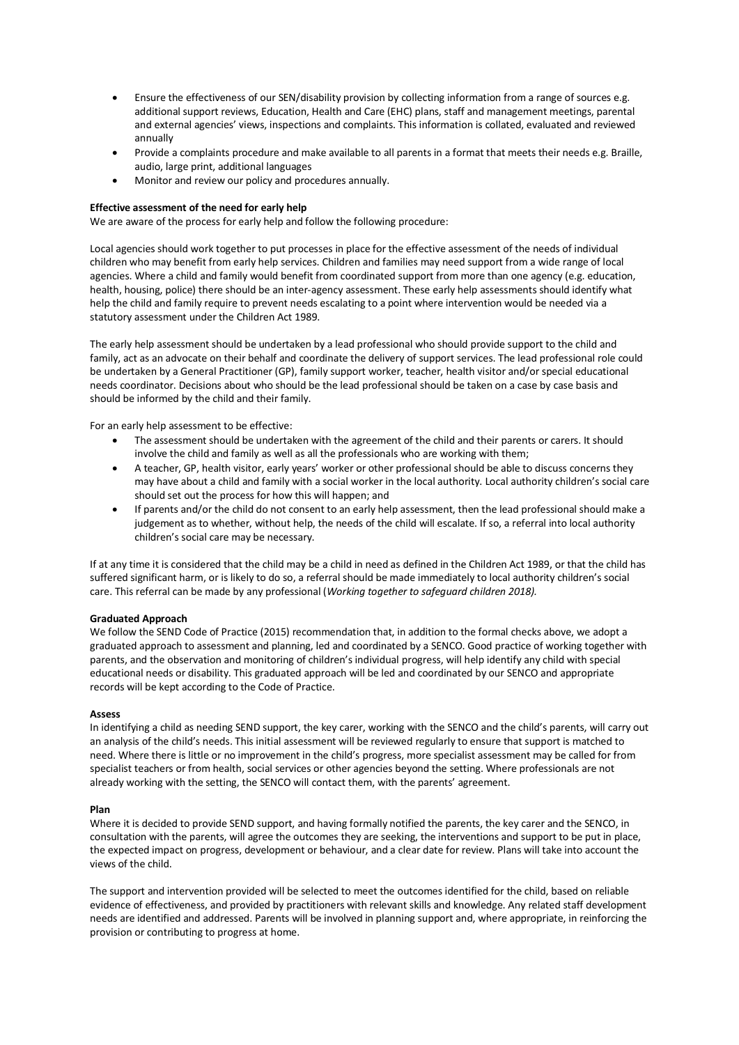- Ensure the effectiveness of our SEN/disability provision by collecting information from a range of sources e.g. additional support reviews, Education, Health and Care (EHC) plans, staff and management meetings, parental and external agencies' views, inspections and complaints. This information is collated, evaluated and reviewed annually
- Provide a complaints procedure and make available to all parents in a format that meets their needs e.g. Braille, audio, large print, additional languages
- Monitor and review our policy and procedures annually.

**Effective assessment of the need for early help**

We are aware of the process for early help and follow the following procedure:

Local agencies should work together to put processes in place for the effective assessment of the needs of individual children who may benefit from early help services. Children and families may need support from a wide range of local agencies. Where a child and family would benefit from coordinated support from more than one agency (e.g. education, health, housing, police) there should be an inter-agency assessment. These early help assessments should identify what help the child and family require to prevent needs escalating to a point where intervention would be needed via a statutory assessment under the Children Act 1989.

The early help assessment should be undertaken by a lead professional who should provide support to the child and family, act as an advocate on their behalf and coordinate the delivery of support services. The lead professional role could be undertaken by a General Practitioner (GP), family support worker, teacher, health visitor and/or special educational needs coordinator. Decisions about who should be the lead professional should be taken on a case by case basis and should be informed by the child and their family.

For an early help assessment to be effective:

- The assessment should be undertaken with the agreement of the child and their parents or carers. It should involve the child and family as well as all the professionals who are working with them;
- A teacher, GP, health visitor, early years' worker or other professional should be able to discuss concerns they may have about a child and family with a social worker in the local authority. Local authority children's social care should set out the process for how this will happen; and
- If parents and/or the child do not consent to an early help assessment, then the lead professional should make a judgement as to whether, without help, the needs of the child will escalate. If so, a referral into local authority children's social care may be necessary.

If at any time it is considered that the child may be a child in need as defined in the Children Act 1989, or that the child has suffered significant harm, or is likely to do so, a referral should be made immediately to local authority children's social care. This referral can be made by any professional (*Working together to safeguard children 2018).*

**Graduated Approach**

We follow the SEND Code of Practice (2015) recommendation that, in addition to the formal checks above, we adopt a graduated approach to assessment and planning, led and coordinated by a SENCO. Good practice of working together with parents, and the observation and monitoring of children's individual progress, will help identify any child with special educational needs or disability. This graduated approach will be led and coordinated by our SENCO and appropriate records will be kept according to the Code of Practice.

**Assess**

In identifying a child as needing SEND support, the key carer, working with the SENCO and the child's parents, will carry out an analysis of the child's needs. This initial assessment will be reviewed regularly to ensure that support is matched to need. Where there is little or no improvement in the child's progress, more specialist assessment may be called for from specialist teachers or from health, social services or other agencies beyond the setting. Where professionals are not already working with the setting, the SENCO will contact them, with the parents' agreement.

**Plan**

Where it is decided to provide SEND support, and having formally notified the parents, the key carer and the SENCO, in consultation with the parents, will agree the outcomes they are seeking, the interventions and support to be put in place, the expected impact on progress, development or behaviour, and a clear date for review. Plans will take into account the views of the child.

The support and intervention provided will be selected to meet the outcomes identified for the child, based on reliable evidence of effectiveness, and provided by practitioners with relevant skills and knowledge. Any related staff development needs are identified and addressed. Parents will be involved in planning support and, where appropriate, in reinforcing the provision or contributing to progress at home.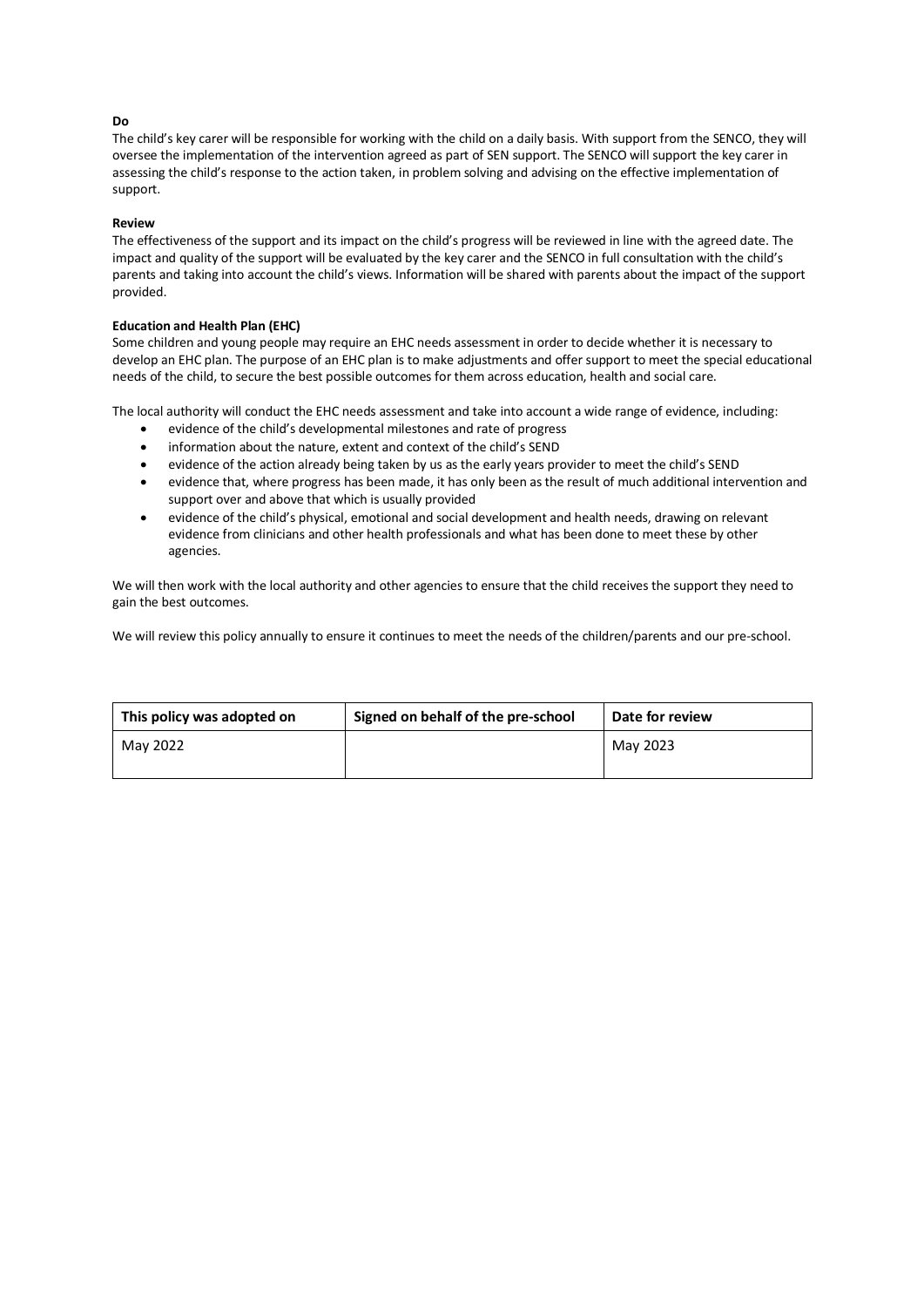**Do**

The child's key carer will be responsible for working with the child on a daily basis. With support from the SENCO, they will oversee the implementation of the intervention agreed as part of SEN support. The SENCO will support the key carer in assessing the child's response to the action taken, in problem solving and advising on the effective implementation of support.

**Review**

The effectiveness of the support and its impact on the child's progress will be reviewed in line with the agreed date. The impact and quality of the support will be evaluated by the key carer and the SENCO in full consultation with the child's parents and taking into account the child's views. Information will be shared with parents about the impact of the support provided.

**Education and Health Plan (EHC)**

Some children and young people may require an EHC needs assessment in order to decide whether it is necessary to develop an EHC plan. The purpose of an EHC plan is to make adjustments and offer support to meet the special educational needs of the child, to secure the best possible outcomes for them across education, health and social care.

The local authority will conduct the EHC needs assessment and take into account a wide range of evidence, including:

- evidence of the child's developmental milestones and rate of progress
- information about the nature, extent and context of the child's SEND
- evidence of the action already being taken by us as the early years provider to meet the child's SEND
- evidence that, where progress has been made, it has only been as the result of much additional intervention and support over and above that which is usually provided
- evidence of the child's physical, emotional and social development and health needs, drawing on relevant evidence from clinicians and other health professionals and what has been done to meet these by other agencies.

We will then work with the local authority and other agencies to ensure that the child receives the support they need to gain the best outcomes.

We will review this policy annually to ensure it continues to meet the needs of the children/parents and our pre-school.

| This policy was adopted on | Signed on behalf of the pre-school | Date for review |
| --- | --- | --- |
| May 2022 | | May 2023 |